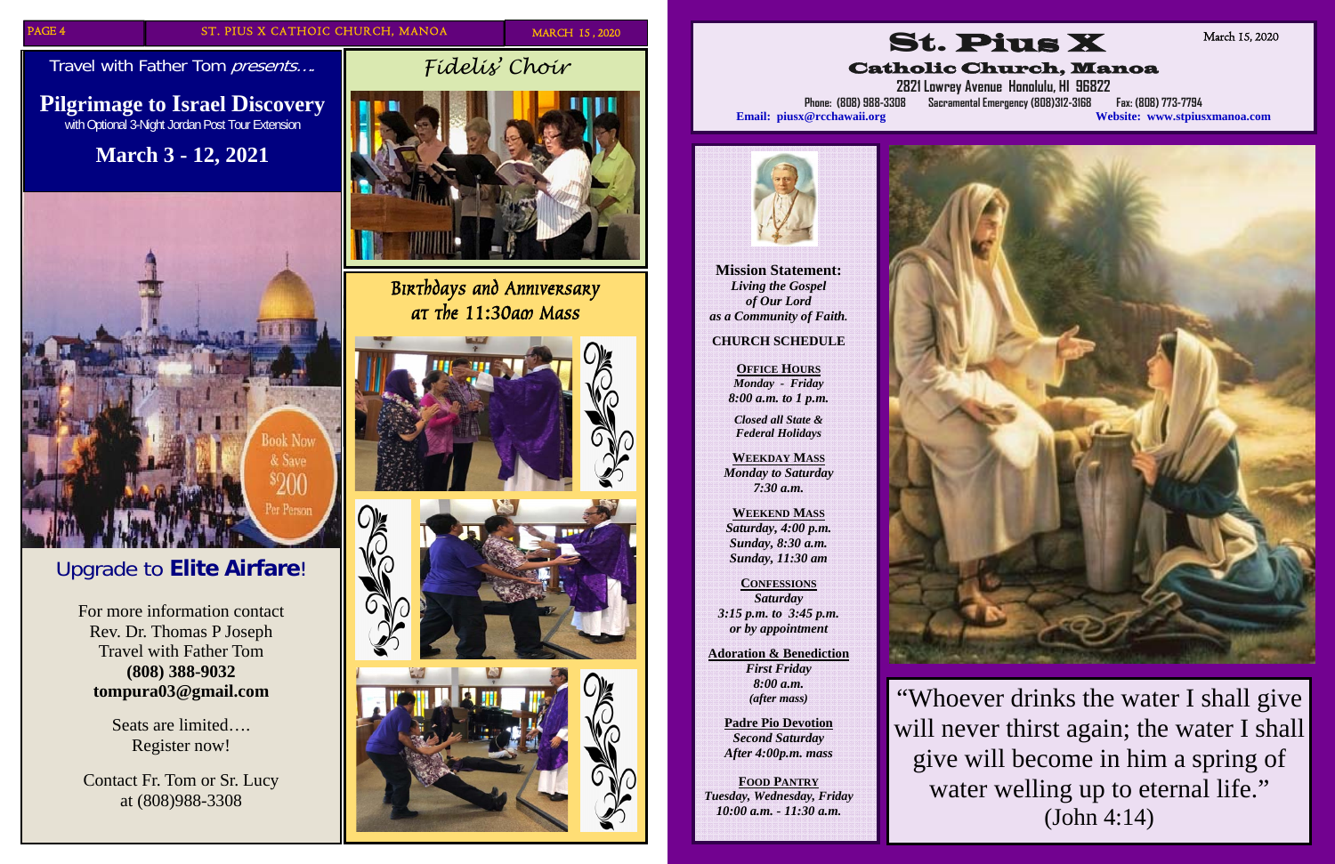Travel with Father Tom *presents….*

## Pilgrimage to Israel Discovery

with Optional 3-Night Jordan Post Tour Extension

### March 3 - 12, 2021

Book Now & Save $200 Per Person

Upgrade to **Elite Airfare**!

For more information contact
Rev. Dr. Thomas P Joseph
Travel with Father Tom
**(808) 388-9032**
**tompura03@gmail.com**

Seats are limited….
Register now!

Contact Fr. Tom or Sr. Lucy
at (808)988-3308

## Fidelis' Choir

## Birthdays and Anniversary at the 11:30am Mass

# St. Pius X

## Catholic Church, Manoa

March 15, 2020

2821 Lowrey Avenue Honolulu, HI 96822
Phone: (808) 988-3308 Sacramental Emergency (808)312-3168 Fax: (808) 773-7794
**Email: piusx@rcchawaii.org** **Website: www.stpiusxmanoa.com**

**Mission Statement:**
*Living the Gospel of Our Lord as a Community of Faith.*

**CHURCH SCHEDULE**

**OFFICE HOURS**
*Monday - Friday*
*8:00 a.m. to 1 p.m.*

*Closed all State & Federal Holidays*

**WEEKDAY MASS**
*Monday to Saturday*
*7:30 a.m.*

**WEEKEND MASS**
*Saturday, 4:00 p.m.*
*Sunday, 8:30 a.m.*
*Sunday, 11:30 am*

**CONFESSIONS**
*Saturday*
*3:15 p.m. to 3:45 p.m.*
*or by appointment*

**Adoration & Benediction**
*First Friday*
*8:00 a.m.*
*(after mass)*

**Padre Pio Devotion**
*Second Saturday*
*After 4:00p.m. mass*

**FOOD PANTRY**
*Tuesday, Wednesday, Friday*
*10:00 a.m. - 11:30 a.m.*

"Whoever drinks the water I shall give will never thirst again; the water I shall give will become in him a spring of water welling up to eternal life." (John 4:14)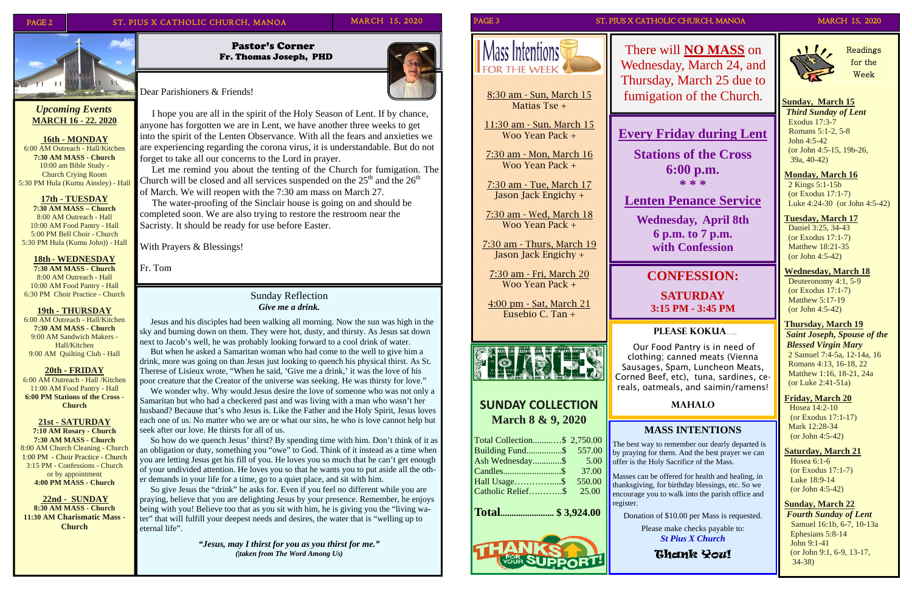## Upcoming Events
**MARCH 16 - 22, 2020**

**16th - MONDAY**
6:00 AM Outreach - Hall/Kitchen
**7:30 AM MASS - Church**
10:00 am Bible Study - Church Crying Room
5:30 PM Hula (Kumu Ainsley) - Hall

**17th - TUESDAY**
**7:30 AM MASS – Church**
8:00 AM Outreach - Hall
10:00 AM Food Pantry - Hall
5:00 PM Bell Choir - Church
5:30 PM Hula (Kumu John)) - Hall

**18th - WEDNESDAY**
**7:30 AM MASS - Church**
8:00 AM Outreach - Hall
10:00 AM Food Pantry - Hall
6:30 PM Choir Practice - Church

**19th - THURSDAY**
6:00 AM Outreach - Hall/Kitchen
**7:30 AM MASS - Church**
9:00 AM Sandwich Makers - Hall/Kitchen
9:00 AM Quilting Club - Hall

**20th - FRIDAY**
6:00 AM Outreach - Hall /Kitchen
11:00 AM Food Pantry - Hall
**6:00 PM Stations of the Cross - Church**

**21st - SATURDAY**
**7:10 AM Rosary - Church**
**7:30 AM MASS - Church**
8:00 AM Church Cleaning - Church
1:00 PM - Choir Practice - Church
3:15 PM - Confessions - Church or by appointment
**4:00 PM MASS - Church**

**22nd - SUNDAY**
**8:30 AM MASS - Church**
**11:30 AM Charismatic Mass - Church**

## Pastor's Corner
**Fr. Thomas Joseph, PHD**

Dear Parishioners & Friends!

I hope you are all in the spirit of the Holy Season of Lent. If by chance, anyone has forgotten we are in Lent, we have another three weeks to get into the spirit of the Lenten Observance. With all the fears and anxieties we are experiencing regarding the corona virus, it is understandable. But do not forget to take all our concerns to the Lord in prayer.

Let me remind you about the tenting of the Church for fumigation. The Church will be closed and all services suspended on the 25th and the 26th of March. We will reopen with the 7:30 am mass on March 27.

The water-proofing of the Sinclair house is going on and should be completed soon. We are also trying to restore the restroom near the Sacristy. It should be ready for use before Easter.

With Prayers & Blessings!

Fr. Tom

## Sunday Reflection
***Give me a drink.***

Jesus and his disciples had been walking all morning. Now the sun was high in the sky and burning down on them. They were hot, dusty, and thirsty. As Jesus sat down next to Jacob's well, he was probably looking forward to a cool drink of water.

But when he asked a Samaritan woman who had come to the well to give him a drink, more was going on than Jesus just looking to quench his physical thirst. As St. Therese of Lisieux wrote, "When he said, 'Give me a drink,' it was the love of his poor creature that the Creator of the universe was seeking. He was thirsty for love."

We wonder why. Why would Jesus desire the love of someone who was not only a Samaritan but who had a checkered past and was living with a man who wasn't her husband? Because that's who Jesus is. Like the Father and the Holy Spirit, Jesus loves each one of us. No matter who we are or what our sins, he who is love cannot help but seek after our love. He thirsts for all of us.

So how do we quench Jesus' thirst? By spending time with him. Don't think of it as an obligation or duty, something you "owe" to God. Think of it instead as a time when you are letting Jesus get his fill of you. He loves you so much that he can't get enough of your undivided attention. He loves you so that he wants you to put aside all the other demands in your life for a time, go to a quiet place, and sit with him.

So give Jesus the "drink" he asks for. Even if you feel no different while you are praying, believe that you are delighting Jesus by your presence. Remember, he enjoys being with you! Believe too that as you sit with him, he is giving you the "living water" that will fulfill your deepest needs and desires, the water that is "welling up to eternal life".

***"Jesus, may I thirst for you as you thirst for me."***
*(taken from The Word Among Us)*

## Mass Intentions FOR THE WEEK

8:30 am - Sun, March 15
Matias Tse +

11:30 am - Sun. March 15
Woo Yean Pack +

7:30 am - Mon, March 16
Woo Yean Pack +

7:30 am - Tue, March 17
Jason Jack Engichy +

7:30 am - Wed, March 18
Woo Yean Pack +

7:30 am - Thurs, March 19
Jason Jack Engichy +

7:30 am - Fri, March 20
Woo Yean Pack +

4:00 pm - Sat, March 21
Eusebio C. Tan +

## SUNDAY COLLECTION
**March 8 & 9, 2020**

| | |
|---|---|
| Total Collection | $ 2,750.00 |
| Building Fund | $ 557.00 |
| Ash Wednesday | $ 5.00 |
| Candles | $ 37.00 |
| Hall Usage | $ 550.00 |
| Catholic Relief | $ 25.00 |
| **Total** | **$ 3,924.00** |

THANKS FOR YOUR SUPPORT!

There will **NO MASS** on Wednesday, March 24, and Thursday, March 25 due to fumigation of the Church.

## Every Friday during Lent
**Stations of the Cross**
**6:00 p.m.**
*** * ***

## Lenten Penance Service
**Wednesday, April 8th**
**6 p.m. to 7 p.m.**
**with Confession**

## CONFESSION:
**SATURDAY**
**3:15 PM - 3:45 PM**

### PLEASE KOKUA….

Our Food Pantry is in need of clothing; canned meats (Vienna Sausages, Spam, Luncheon Meats, Corned Beef, etc), tuna, sardines, cereals, oatmeals, and saimin/ramens!

**MAHALO**

## MASS INTENTIONS

The best way to remember our dearly departed is by praying for them. And the best prayer we can offer is the Holy Sacrifice of the Mass.

Masses can be offered for health and healing, in thanksgiving, for birthday blessings, etc. So we encourage you to walk into the parish office and register.

Donation of $10.00 per Mass is requested.

Please make checks payable to:
***St Pius X Church***

Thank You!

## Readings for the Week

**Sunday, March 15**
*Third Sunday of Lent*
Exodus 17:3-7
Romans 5:1-2, 5-8
John 4:5-42
(or John 4:5-15, 19b-26, 39a, 40-42)

**Monday, March 16**
2 Kings 5:1-15b
(or Exodus 17:1-7)
Luke 4:24-30 (or John 4:5-42)

**Tuesday, March 17**
Daniel 3:25, 34-43
(or Exodus 17:1-7)
Matthew 18:21-35
(or John 4:5-42)

**Wednesday, March 18**
Deuteronomy 4:1, 5-9
(or Exodus 17:1-7)
Matthew 5:17-19
(or John 4:5-42)

**Thursday, March 19**
*Saint Joseph, Spouse of the Blessed Virgin Mary*
2 Samuel 7:4-5a, 12-14a, 16
Romans 4:13, 16-18, 22
Matthew 1:16, 18-21, 24a
(or Luke 2:41-51a)

**Friday, March 20**
Hosea 14:2-10
(or Exodus 17:1-17)
Mark 12:28-34
(or John 4:5-42)

**Saturday, March 21**
Hosea 6:1-6
(or Exodus 17:1-7)
Luke 18:9-14
(or John 4:5-42)

**Sunday, March 22**
*Fourth Sunday of Lent*
Samuel 16:1b, 6-7, 10-13a
Ephesians 5:8-14
John 9:1-41
(or John 9:1, 6-9, 13-17, 34-38)